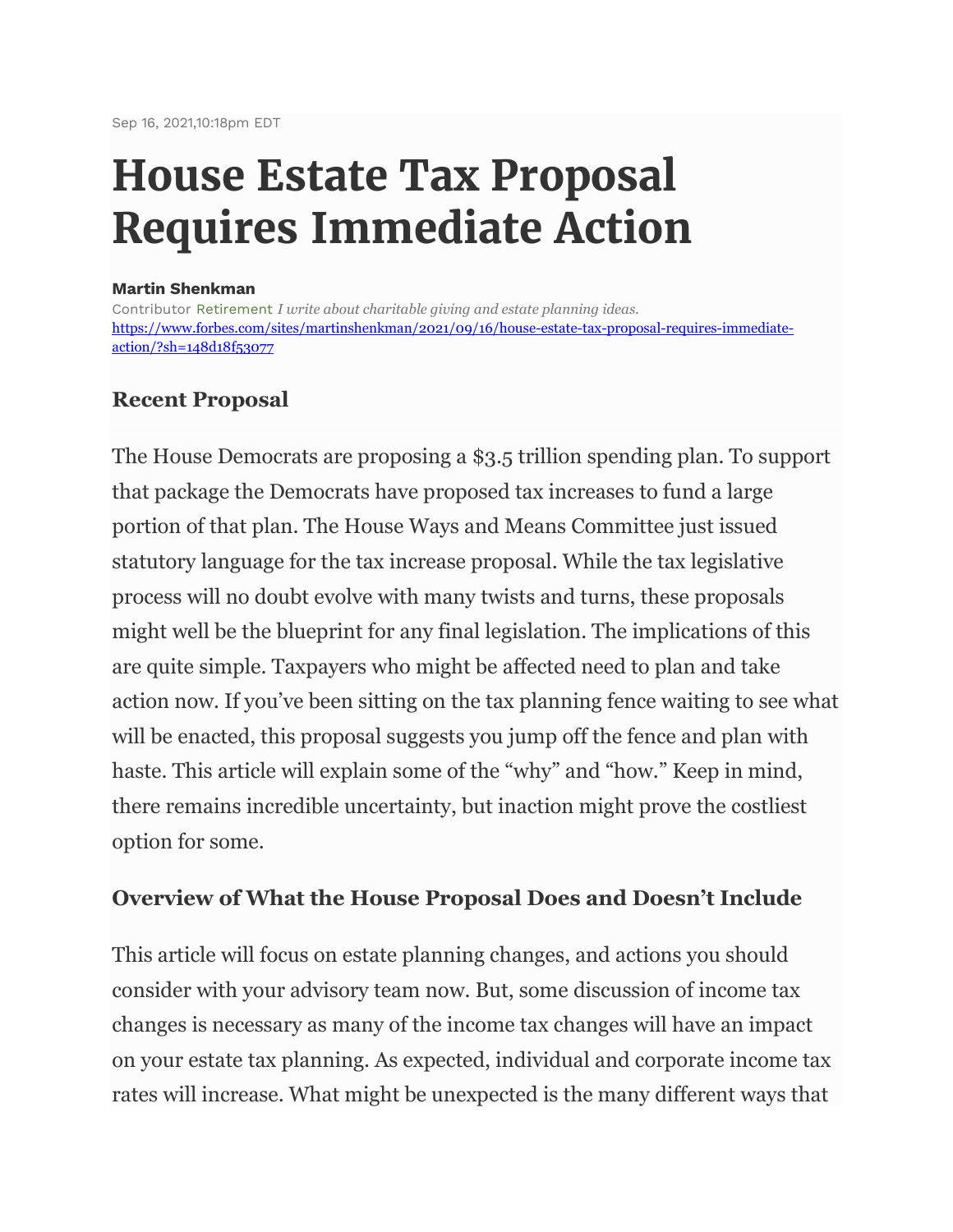Sep 16, 2021,10:18pm EDT

# House Estate Tax Proposal Requires Immediate Action

**Martin Shenkman**

Contributor Retirement *I write about charitable giving and estate planning ideas.*

https://www.forbes.com/sites/martinshenkman/2021/09/16/house-estate-tax-proposal-requires-immediate-action/?sh=148d18f53077

### Recent Proposal

The House Democrats are proposing a $3.5 trillion spending plan. To support that package the Democrats have proposed tax increases to fund a large portion of that plan. The House Ways and Means Committee just issued statutory language for the tax increase proposal. While the tax legislative process will no doubt evolve with many twists and turns, these proposals might well be the blueprint for any final legislation. The implications of this are quite simple. Taxpayers who might be affected need to plan and take action now. If you've been sitting on the tax planning fence waiting to see what will be enacted, this proposal suggests you jump off the fence and plan with haste. This article will explain some of the "why" and "how." Keep in mind, there remains incredible uncertainty, but inaction might prove the costliest option for some.

### Overview of What the House Proposal Does and Doesn't Include

This article will focus on estate planning changes, and actions you should consider with your advisory team now. But, some discussion of income tax changes is necessary as many of the income tax changes will have an impact on your estate tax planning. As expected, individual and corporate income tax rates will increase. What might be unexpected is the many different ways that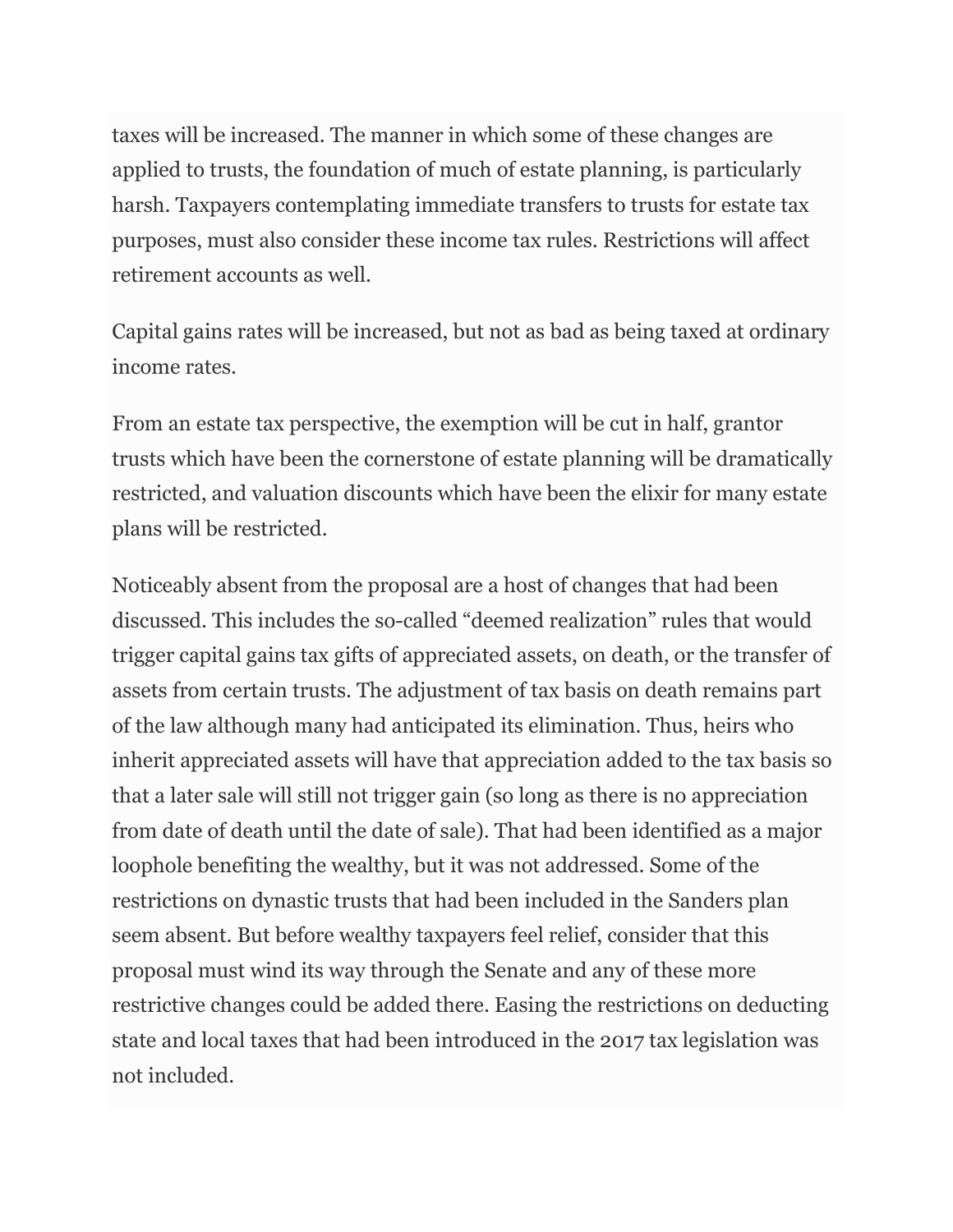taxes will be increased. The manner in which some of these changes are applied to trusts, the foundation of much of estate planning, is particularly harsh. Taxpayers contemplating immediate transfers to trusts for estate tax purposes, must also consider these income tax rules. Restrictions will affect retirement accounts as well.

Capital gains rates will be increased, but not as bad as being taxed at ordinary income rates.

From an estate tax perspective, the exemption will be cut in half, grantor trusts which have been the cornerstone of estate planning will be dramatically restricted, and valuation discounts which have been the elixir for many estate plans will be restricted.

Noticeably absent from the proposal are a host of changes that had been discussed. This includes the so-called "deemed realization" rules that would trigger capital gains tax gifts of appreciated assets, on death, or the transfer of assets from certain trusts. The adjustment of tax basis on death remains part of the law although many had anticipated its elimination. Thus, heirs who inherit appreciated assets will have that appreciation added to the tax basis so that a later sale will still not trigger gain (so long as there is no appreciation from date of death until the date of sale). That had been identified as a major loophole benefiting the wealthy, but it was not addressed. Some of the restrictions on dynastic trusts that had been included in the Sanders plan seem absent. But before wealthy taxpayers feel relief, consider that this proposal must wind its way through the Senate and any of these more restrictive changes could be added there. Easing the restrictions on deducting state and local taxes that had been introduced in the 2017 tax legislation was not included.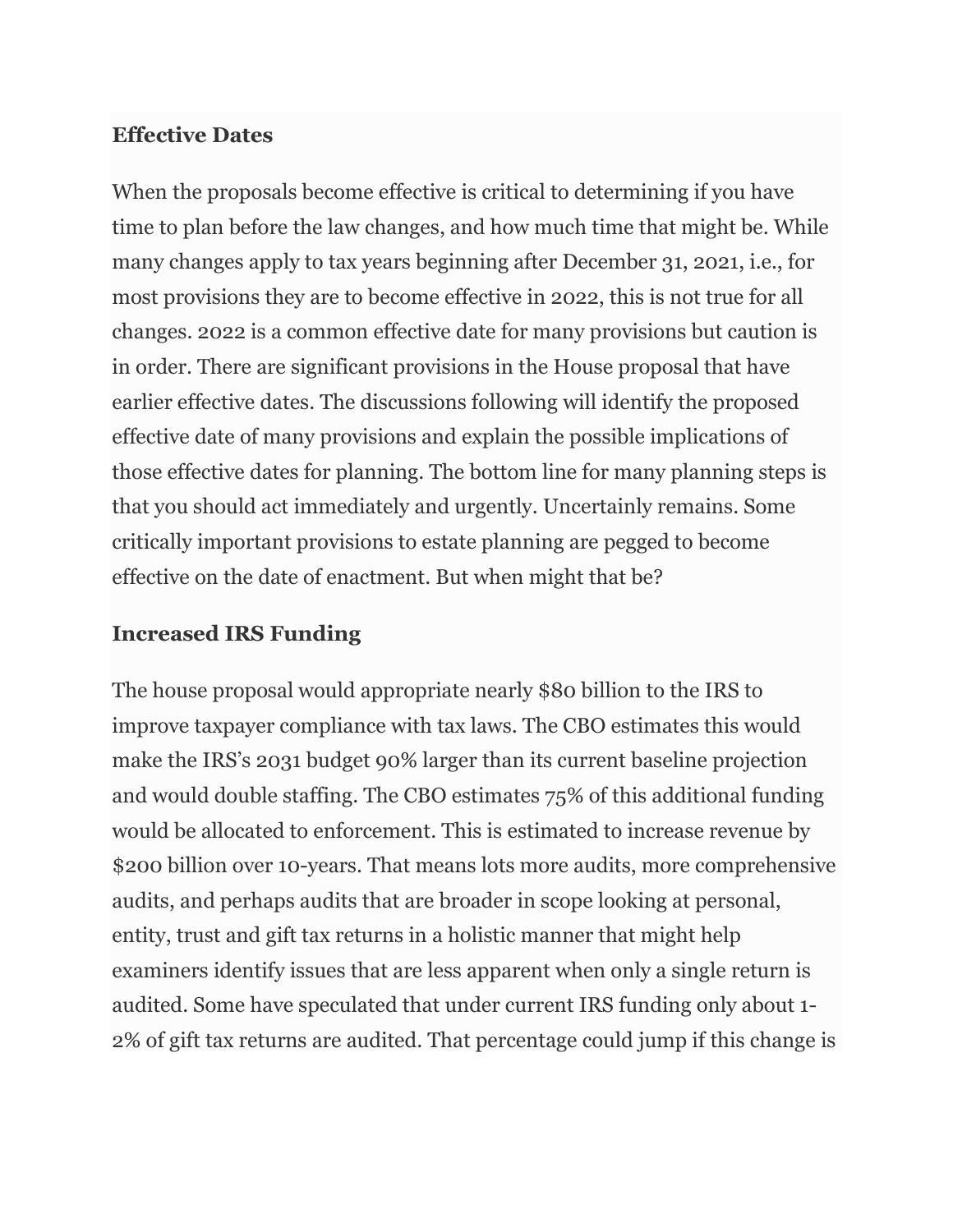**Effective Dates**

When the proposals become effective is critical to determining if you have time to plan before the law changes, and how much time that might be. While many changes apply to tax years beginning after December 31, 2021, i.e., for most provisions they are to become effective in 2022, this is not true for all changes. 2022 is a common effective date for many provisions but caution is in order. There are significant provisions in the House proposal that have earlier effective dates. The discussions following will identify the proposed effective date of many provisions and explain the possible implications of those effective dates for planning. The bottom line for many planning steps is that you should act immediately and urgently. Uncertainly remains. Some critically important provisions to estate planning are pegged to become effective on the date of enactment. But when might that be?

**Increased IRS Funding**

The house proposal would appropriate nearly $80 billion to the IRS to improve taxpayer compliance with tax laws. The CBO estimates this would make the IRS's 2031 budget 90% larger than its current baseline projection and would double staffing. The CBO estimates 75% of this additional funding would be allocated to enforcement. This is estimated to increase revenue by $200 billion over 10-years. That means lots more audits, more comprehensive audits, and perhaps audits that are broader in scope looking at personal, entity, trust and gift tax returns in a holistic manner that might help examiners identify issues that are less apparent when only a single return is audited. Some have speculated that under current IRS funding only about 1-2% of gift tax returns are audited. That percentage could jump if this change is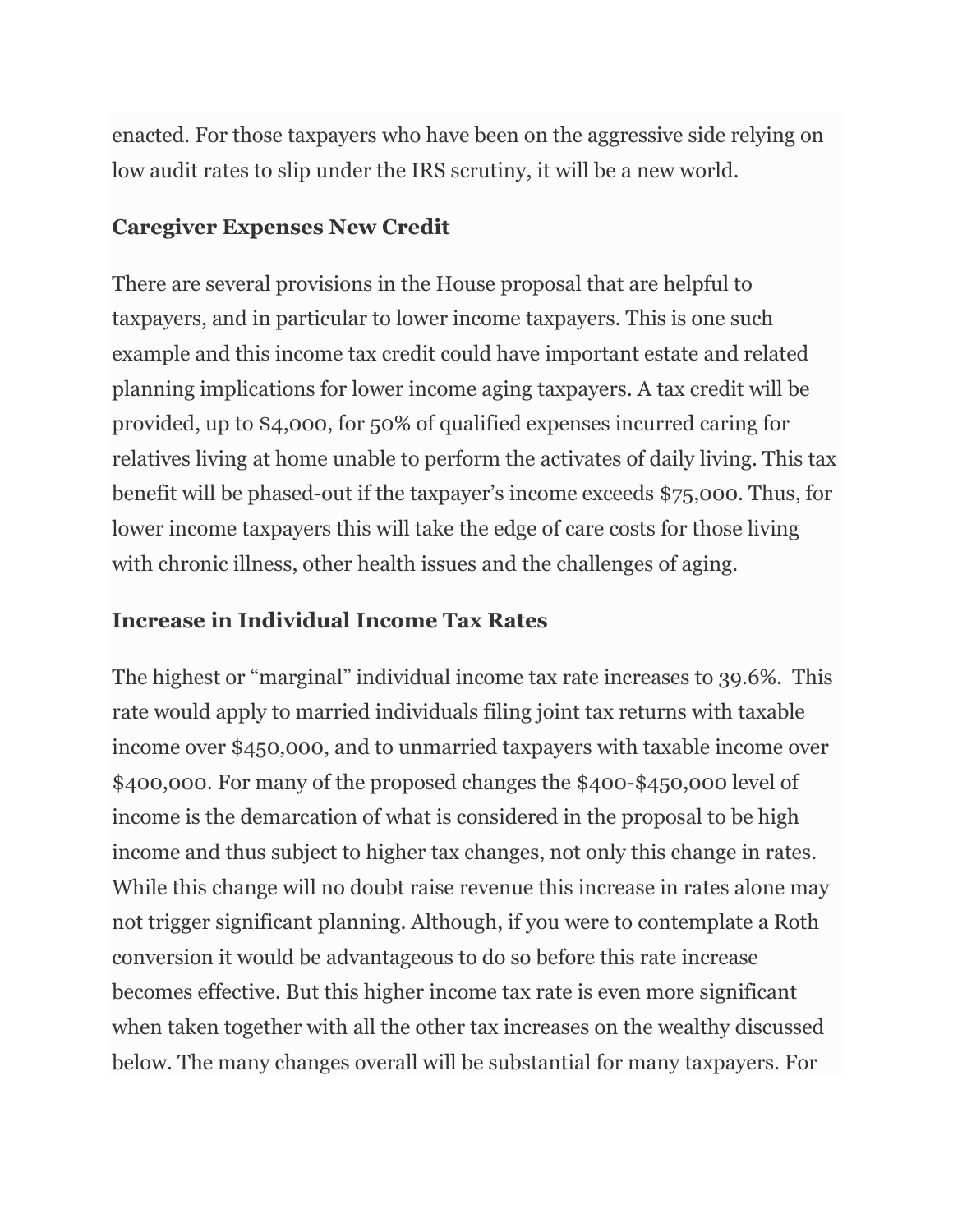enacted. For those taxpayers who have been on the aggressive side relying on low audit rates to slip under the IRS scrutiny, it will be a new world.

**Caregiver Expenses New Credit**

There are several provisions in the House proposal that are helpful to taxpayers, and in particular to lower income taxpayers. This is one such example and this income tax credit could have important estate and related planning implications for lower income aging taxpayers. A tax credit will be provided, up to $4,000, for 50% of qualified expenses incurred caring for relatives living at home unable to perform the activates of daily living. This tax benefit will be phased-out if the taxpayer's income exceeds $75,000. Thus, for lower income taxpayers this will take the edge of care costs for those living with chronic illness, other health issues and the challenges of aging.

**Increase in Individual Income Tax Rates**

The highest or "marginal" individual income tax rate increases to 39.6%. This rate would apply to married individuals filing joint tax returns with taxable income over $450,000, and to unmarried taxpayers with taxable income over $400,000. For many of the proposed changes the $400-$450,000 level of income is the demarcation of what is considered in the proposal to be high income and thus subject to higher tax changes, not only this change in rates. While this change will no doubt raise revenue this increase in rates alone may not trigger significant planning. Although, if you were to contemplate a Roth conversion it would be advantageous to do so before this rate increase becomes effective. But this higher income tax rate is even more significant when taken together with all the other tax increases on the wealthy discussed below. The many changes overall will be substantial for many taxpayers. For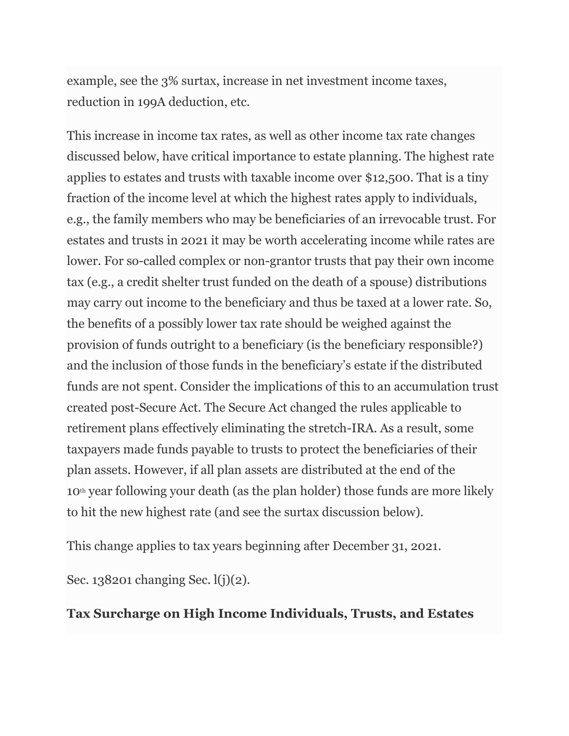example, see the 3% surtax, increase in net investment income taxes, reduction in 199A deduction, etc.

This increase in income tax rates, as well as other income tax rate changes discussed below, have critical importance to estate planning. The highest rate applies to estates and trusts with taxable income over $12,500. That is a tiny fraction of the income level at which the highest rates apply to individuals, e.g., the family members who may be beneficiaries of an irrevocable trust. For estates and trusts in 2021 it may be worth accelerating income while rates are lower. For so-called complex or non-grantor trusts that pay their own income tax (e.g., a credit shelter trust funded on the death of a spouse) distributions may carry out income to the beneficiary and thus be taxed at a lower rate. So, the benefits of a possibly lower tax rate should be weighed against the provision of funds outright to a beneficiary (is the beneficiary responsible?) and the inclusion of those funds in the beneficiary's estate if the distributed funds are not spent. Consider the implications of this to an accumulation trust created post-Secure Act. The Secure Act changed the rules applicable to retirement plans effectively eliminating the stretch-IRA. As a result, some taxpayers made funds payable to trusts to protect the beneficiaries of their plan assets. However, if all plan assets are distributed at the end of the 10th year following your death (as the plan holder) those funds are more likely to hit the new highest rate (and see the surtax discussion below).

This change applies to tax years beginning after December 31, 2021.

Sec. 138201 changing Sec. l(j)(2).

**Tax Surcharge on High Income Individuals, Trusts, and Estates**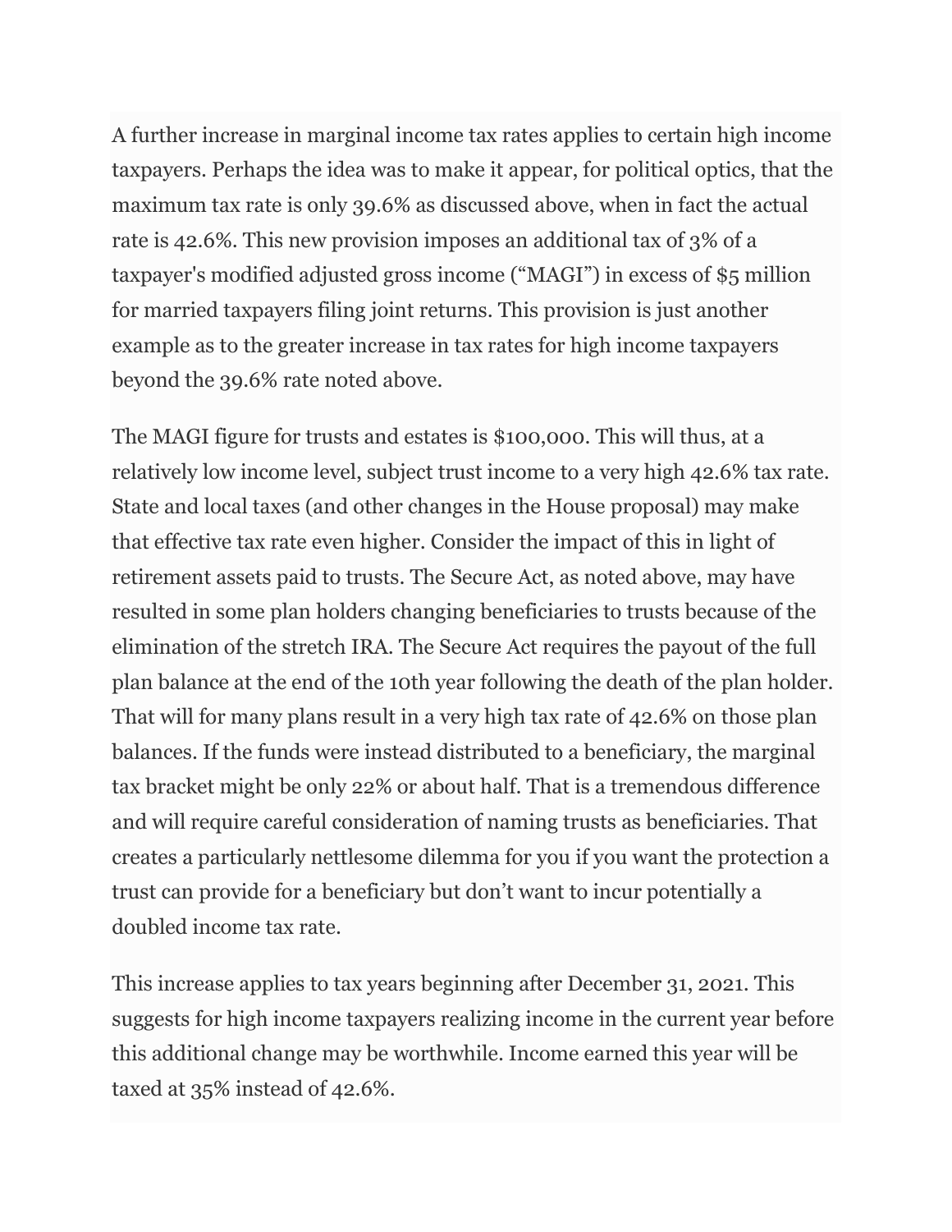A further increase in marginal income tax rates applies to certain high income taxpayers. Perhaps the idea was to make it appear, for political optics, that the maximum tax rate is only 39.6% as discussed above, when in fact the actual rate is 42.6%. This new provision imposes an additional tax of 3% of a taxpayer's modified adjusted gross income ("MAGI") in excess of $5 million for married taxpayers filing joint returns. This provision is just another example as to the greater increase in tax rates for high income taxpayers beyond the 39.6% rate noted above.

The MAGI figure for trusts and estates is $100,000. This will thus, at a relatively low income level, subject trust income to a very high 42.6% tax rate. State and local taxes (and other changes in the House proposal) may make that effective tax rate even higher. Consider the impact of this in light of retirement assets paid to trusts. The Secure Act, as noted above, may have resulted in some plan holders changing beneficiaries to trusts because of the elimination of the stretch IRA. The Secure Act requires the payout of the full plan balance at the end of the 10th year following the death of the plan holder. That will for many plans result in a very high tax rate of 42.6% on those plan balances. If the funds were instead distributed to a beneficiary, the marginal tax bracket might be only 22% or about half. That is a tremendous difference and will require careful consideration of naming trusts as beneficiaries. That creates a particularly nettlesome dilemma for you if you want the protection a trust can provide for a beneficiary but don't want to incur potentially a doubled income tax rate.

This increase applies to tax years beginning after December 31, 2021. This suggests for high income taxpayers realizing income in the current year before this additional change may be worthwhile. Income earned this year will be taxed at 35% instead of 42.6%.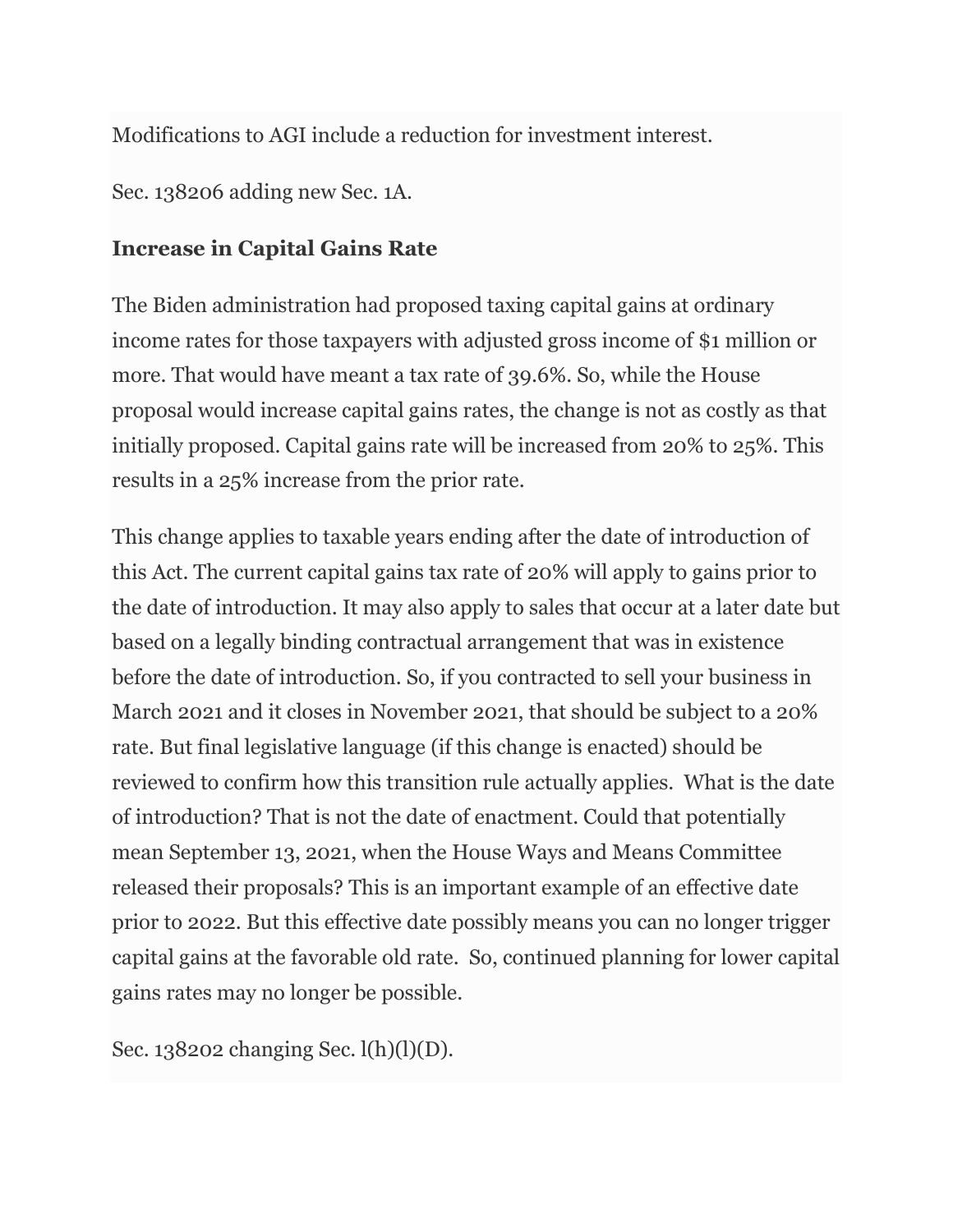Modifications to AGI include a reduction for investment interest.

Sec. 138206 adding new Sec. 1A.

**Increase in Capital Gains Rate**

The Biden administration had proposed taxing capital gains at ordinary income rates for those taxpayers with adjusted gross income of $1 million or more. That would have meant a tax rate of 39.6%. So, while the House proposal would increase capital gains rates, the change is not as costly as that initially proposed. Capital gains rate will be increased from 20% to 25%. This results in a 25% increase from the prior rate.

This change applies to taxable years ending after the date of introduction of this Act. The current capital gains tax rate of 20% will apply to gains prior to the date of introduction. It may also apply to sales that occur at a later date but based on a legally binding contractual arrangement that was in existence before the date of introduction. So, if you contracted to sell your business in March 2021 and it closes in November 2021, that should be subject to a 20% rate. But final legislative language (if this change is enacted) should be reviewed to confirm how this transition rule actually applies. What is the date of introduction? That is not the date of enactment. Could that potentially mean September 13, 2021, when the House Ways and Means Committee released their proposals? This is an important example of an effective date prior to 2022. But this effective date possibly means you can no longer trigger capital gains at the favorable old rate. So, continued planning for lower capital gains rates may no longer be possible.

Sec. 138202 changing Sec. l(h)(l)(D).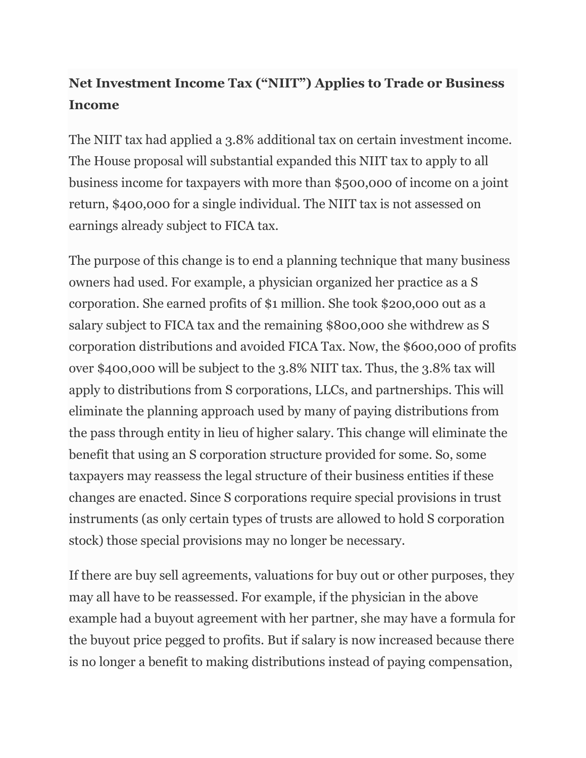**Net Investment Income Tax ("NIIT") Applies to Trade or Business Income**

The NIIT tax had applied a 3.8% additional tax on certain investment income. The House proposal will substantial expanded this NIIT tax to apply to all business income for taxpayers with more than $500,000 of income on a joint return, $400,000 for a single individual. The NIIT tax is not assessed on earnings already subject to FICA tax.

The purpose of this change is to end a planning technique that many business owners had used. For example, a physician organized her practice as a S corporation. She earned profits of $1 million. She took $200,000 out as a salary subject to FICA tax and the remaining $800,000 she withdrew as S corporation distributions and avoided FICA Tax. Now, the $600,000 of profits over $400,000 will be subject to the 3.8% NIIT tax. Thus, the 3.8% tax will apply to distributions from S corporations, LLCs, and partnerships. This will eliminate the planning approach used by many of paying distributions from the pass through entity in lieu of higher salary. This change will eliminate the benefit that using an S corporation structure provided for some. So, some taxpayers may reassess the legal structure of their business entities if these changes are enacted. Since S corporations require special provisions in trust instruments (as only certain types of trusts are allowed to hold S corporation stock) those special provisions may no longer be necessary.

If there are buy sell agreements, valuations for buy out or other purposes, they may all have to be reassessed. For example, if the physician in the above example had a buyout agreement with her partner, she may have a formula for the buyout price pegged to profits. But if salary is now increased because there is no longer a benefit to making distributions instead of paying compensation,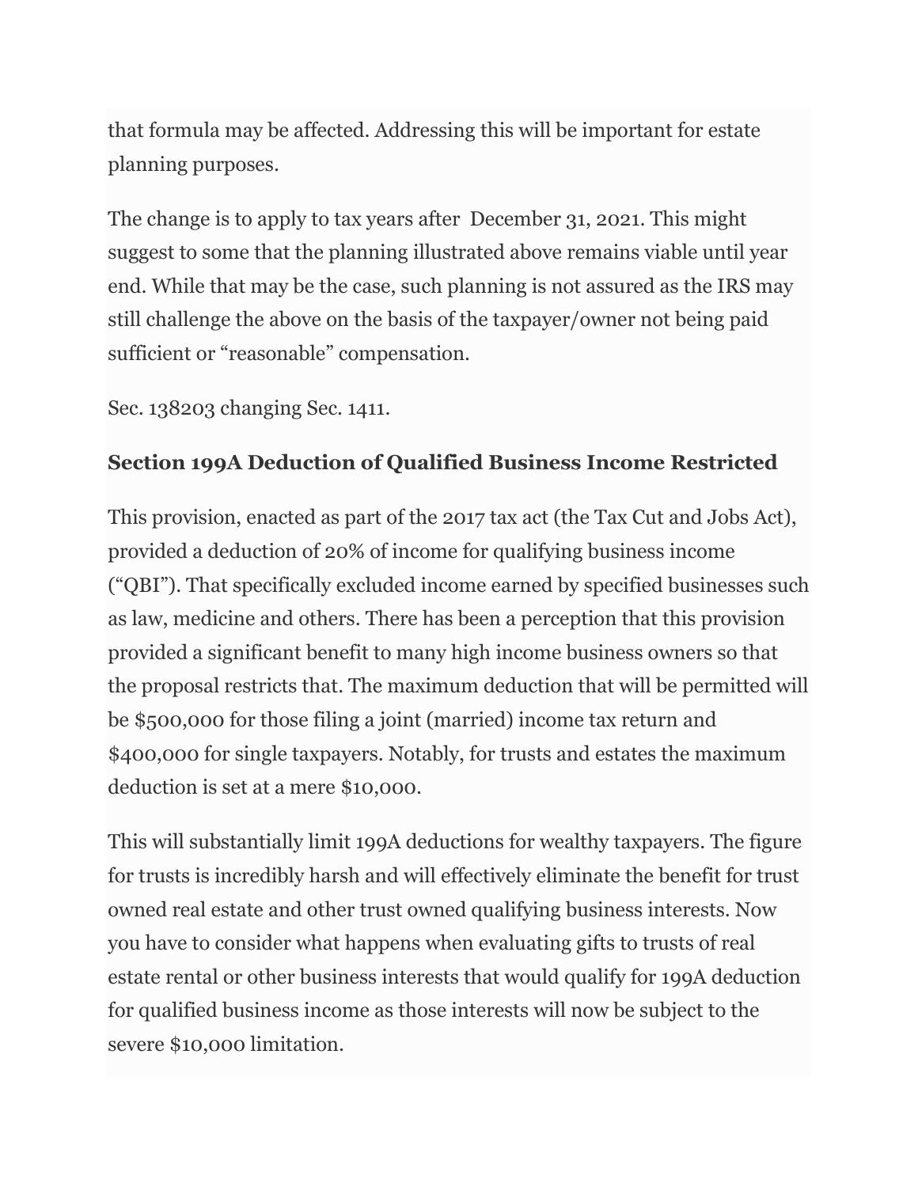that formula may be affected. Addressing this will be important for estate planning purposes.

The change is to apply to tax years after  December 31, 2021. This might suggest to some that the planning illustrated above remains viable until year end. While that may be the case, such planning is not assured as the IRS may still challenge the above on the basis of the taxpayer/owner not being paid sufficient or "reasonable" compensation.

Sec. 138203 changing Sec. 1411.

### Section 199A Deduction of Qualified Business Income Restricted

This provision, enacted as part of the 2017 tax act (the Tax Cut and Jobs Act), provided a deduction of 20% of income for qualifying business income ("QBI"). That specifically excluded income earned by specified businesses such as law, medicine and others. There has been a perception that this provision provided a significant benefit to many high income business owners so that the proposal restricts that. The maximum deduction that will be permitted will be $500,000 for those filing a joint (married) income tax return and $400,000 for single taxpayers. Notably, for trusts and estates the maximum deduction is set at a mere $10,000.

This will substantially limit 199A deductions for wealthy taxpayers. The figure for trusts is incredibly harsh and will effectively eliminate the benefit for trust owned real estate and other trust owned qualifying business interests. Now you have to consider what happens when evaluating gifts to trusts of real estate rental or other business interests that would qualify for 199A deduction for qualified business income as those interests will now be subject to the severe $10,000 limitation.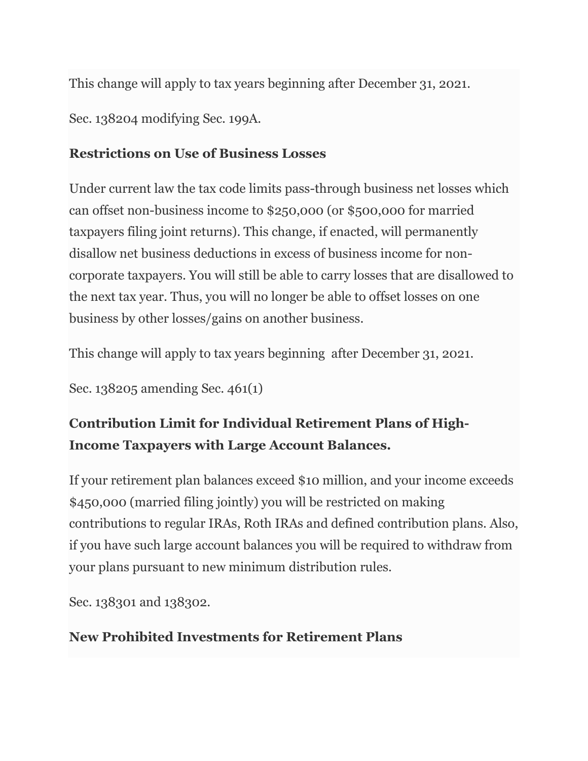This change will apply to tax years beginning after December 31, 2021.

Sec. 138204 modifying Sec. 199A.

**Restrictions on Use of Business Losses**

Under current law the tax code limits pass-through business net losses which can offset non-business income to $250,000 (or $500,000 for married taxpayers filing joint returns). This change, if enacted, will permanently disallow net business deductions in excess of business income for non-corporate taxpayers. You will still be able to carry losses that are disallowed to the next tax year. Thus, you will no longer be able to offset losses on one business by other losses/gains on another business.

This change will apply to tax years beginning after December 31, 2021.

Sec. 138205 amending Sec. 461(1)

**Contribution Limit for Individual Retirement Plans of High-Income Taxpayers with Large Account Balances.**

If your retirement plan balances exceed $10 million, and your income exceeds $450,000 (married filing jointly) you will be restricted on making contributions to regular IRAs, Roth IRAs and defined contribution plans. Also, if you have such large account balances you will be required to withdraw from your plans pursuant to new minimum distribution rules.

Sec. 138301 and 138302.

**New Prohibited Investments for Retirement Plans**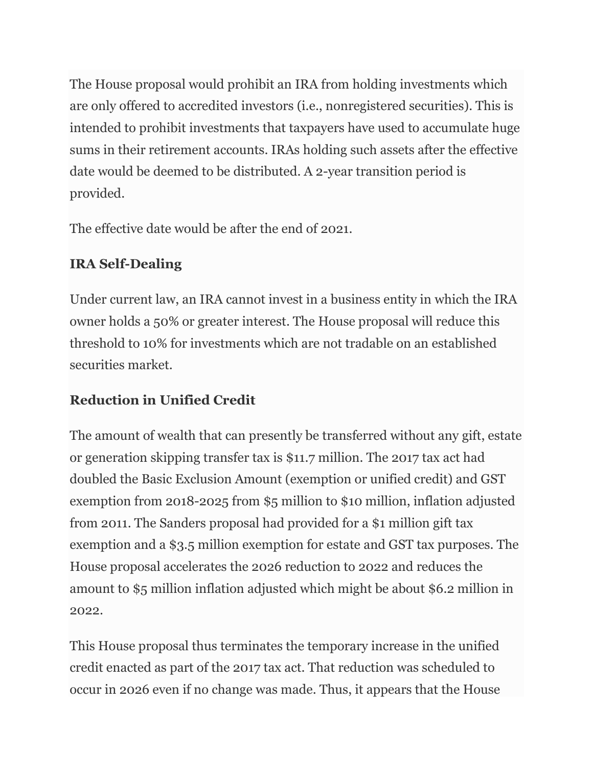The House proposal would prohibit an IRA from holding investments which are only offered to accredited investors (i.e., nonregistered securities). This is intended to prohibit investments that taxpayers have used to accumulate huge sums in their retirement accounts. IRAs holding such assets after the effective date would be deemed to be distributed. A 2-year transition period is provided.

The effective date would be after the end of 2021.

### IRA Self-Dealing

Under current law, an IRA cannot invest in a business entity in which the IRA owner holds a 50% or greater interest. The House proposal will reduce this threshold to 10% for investments which are not tradable on an established securities market.

### Reduction in Unified Credit

The amount of wealth that can presently be transferred without any gift, estate or generation skipping transfer tax is $11.7 million. The 2017 tax act had doubled the Basic Exclusion Amount (exemption or unified credit) and GST exemption from 2018-2025 from $5 million to $10 million, inflation adjusted from 2011. The Sanders proposal had provided for a $1 million gift tax exemption and a $3.5 million exemption for estate and GST tax purposes. The House proposal accelerates the 2026 reduction to 2022 and reduces the amount to $5 million inflation adjusted which might be about $6.2 million in 2022.

This House proposal thus terminates the temporary increase in the unified credit enacted as part of the 2017 tax act. That reduction was scheduled to occur in 2026 even if no change was made. Thus, it appears that the House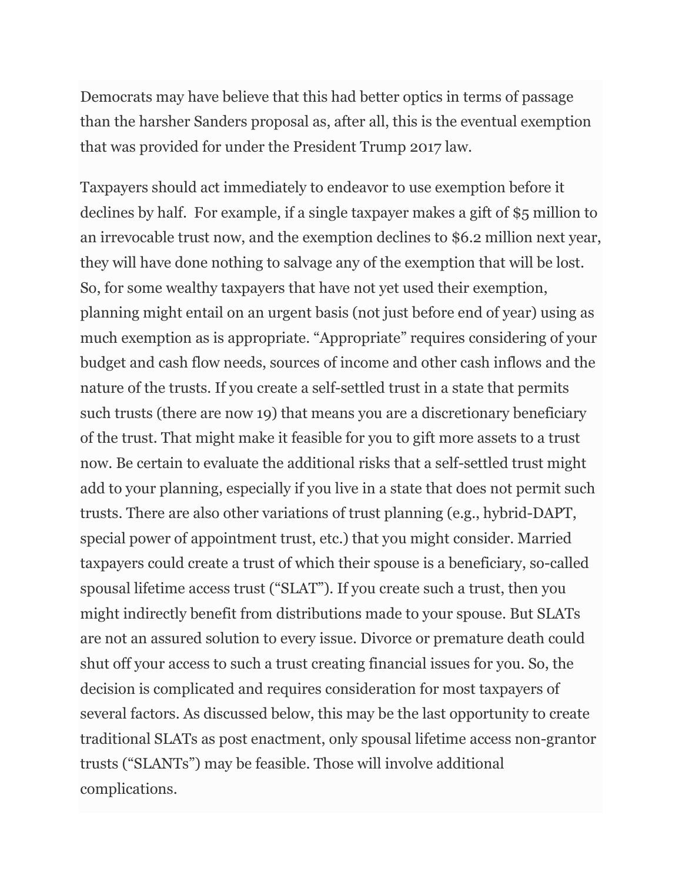Democrats may have believe that this had better optics in terms of passage than the harsher Sanders proposal as, after all, this is the eventual exemption that was provided for under the President Trump 2017 law.

Taxpayers should act immediately to endeavor to use exemption before it declines by half.  For example, if a single taxpayer makes a gift of $5 million to an irrevocable trust now, and the exemption declines to $6.2 million next year, they will have done nothing to salvage any of the exemption that will be lost. So, for some wealthy taxpayers that have not yet used their exemption, planning might entail on an urgent basis (not just before end of year) using as much exemption as is appropriate. "Appropriate" requires considering of your budget and cash flow needs, sources of income and other cash inflows and the nature of the trusts. If you create a self-settled trust in a state that permits such trusts (there are now 19) that means you are a discretionary beneficiary of the trust. That might make it feasible for you to gift more assets to a trust now. Be certain to evaluate the additional risks that a self-settled trust might add to your planning, especially if you live in a state that does not permit such trusts. There are also other variations of trust planning (e.g., hybrid-DAPT, special power of appointment trust, etc.) that you might consider. Married taxpayers could create a trust of which their spouse is a beneficiary, so-called spousal lifetime access trust ("SLAT"). If you create such a trust, then you might indirectly benefit from distributions made to your spouse. But SLATs are not an assured solution to every issue. Divorce or premature death could shut off your access to such a trust creating financial issues for you. So, the decision is complicated and requires consideration for most taxpayers of several factors. As discussed below, this may be the last opportunity to create traditional SLATs as post enactment, only spousal lifetime access non-grantor trusts ("SLANTs") may be feasible. Those will involve additional complications.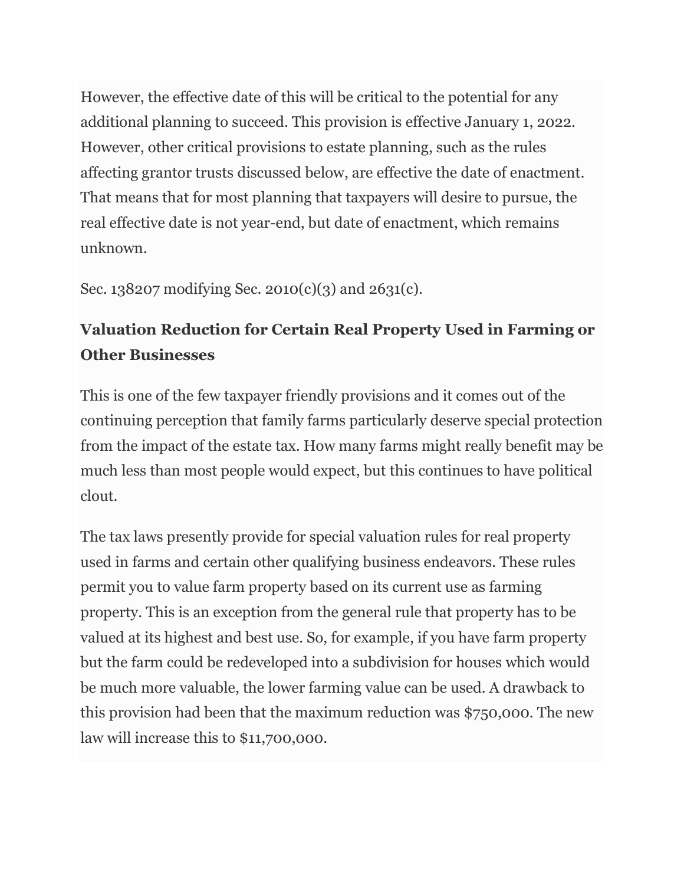However, the effective date of this will be critical to the potential for any additional planning to succeed. This provision is effective January 1, 2022. However, other critical provisions to estate planning, such as the rules affecting grantor trusts discussed below, are effective the date of enactment. That means that for most planning that taxpayers will desire to pursue, the real effective date is not year-end, but date of enactment, which remains unknown.

Sec. 138207 modifying Sec. 2010(c)(3) and 2631(c).

### Valuation Reduction for Certain Real Property Used in Farming or Other Businesses

This is one of the few taxpayer friendly provisions and it comes out of the continuing perception that family farms particularly deserve special protection from the impact of the estate tax. How many farms might really benefit may be much less than most people would expect, but this continues to have political clout.

The tax laws presently provide for special valuation rules for real property used in farms and certain other qualifying business endeavors. These rules permit you to value farm property based on its current use as farming property. This is an exception from the general rule that property has to be valued at its highest and best use. So, for example, if you have farm property but the farm could be redeveloped into a subdivision for houses which would be much more valuable, the lower farming value can be used. A drawback to this provision had been that the maximum reduction was $750,000. The new law will increase this to $11,700,000.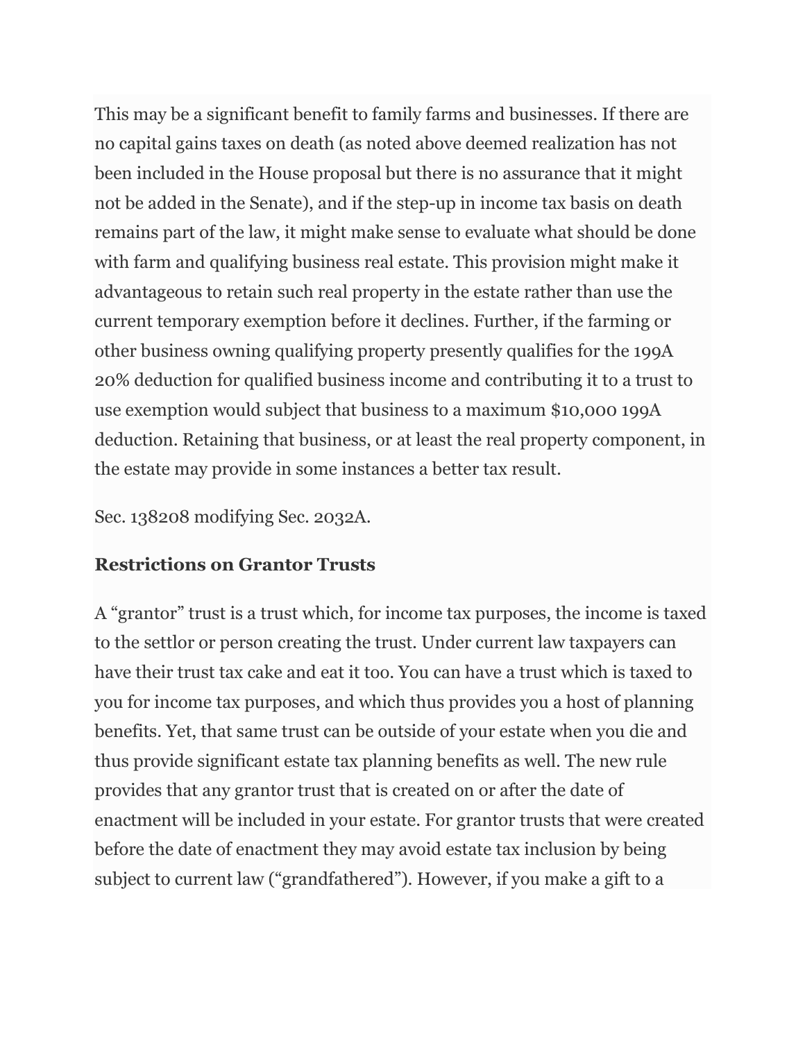This may be a significant benefit to family farms and businesses. If there are no capital gains taxes on death (as noted above deemed realization has not been included in the House proposal but there is no assurance that it might not be added in the Senate), and if the step-up in income tax basis on death remains part of the law, it might make sense to evaluate what should be done with farm and qualifying business real estate. This provision might make it advantageous to retain such real property in the estate rather than use the current temporary exemption before it declines. Further, if the farming or other business owning qualifying property presently qualifies for the 199A 20% deduction for qualified business income and contributing it to a trust to use exemption would subject that business to a maximum $10,000 199A deduction. Retaining that business, or at least the real property component, in the estate may provide in some instances a better tax result.

Sec. 138208 modifying Sec. 2032A.

**Restrictions on Grantor Trusts**

A "grantor" trust is a trust which, for income tax purposes, the income is taxed to the settlor or person creating the trust. Under current law taxpayers can have their trust tax cake and eat it too. You can have a trust which is taxed to you for income tax purposes, and which thus provides you a host of planning benefits. Yet, that same trust can be outside of your estate when you die and thus provide significant estate tax planning benefits as well. The new rule provides that any grantor trust that is created on or after the date of enactment will be included in your estate. For grantor trusts that were created before the date of enactment they may avoid estate tax inclusion by being subject to current law ("grandfathered"). However, if you make a gift to a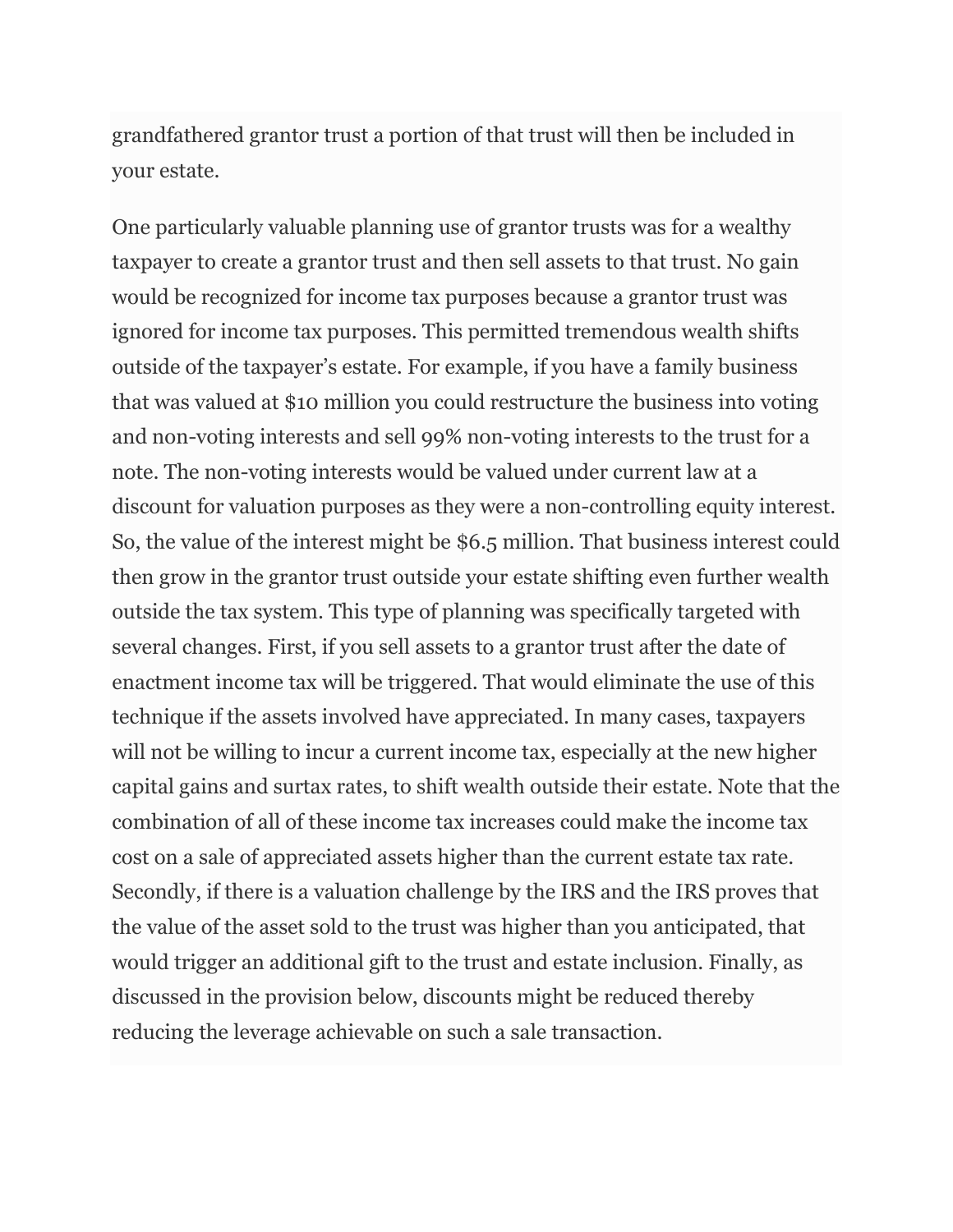grandfathered grantor trust a portion of that trust will then be included in your estate.

One particularly valuable planning use of grantor trusts was for a wealthy taxpayer to create a grantor trust and then sell assets to that trust. No gain would be recognized for income tax purposes because a grantor trust was ignored for income tax purposes. This permitted tremendous wealth shifts outside of the taxpayer's estate. For example, if you have a family business that was valued at $10 million you could restructure the business into voting and non-voting interests and sell 99% non-voting interests to the trust for a note. The non-voting interests would be valued under current law at a discount for valuation purposes as they were a non-controlling equity interest. So, the value of the interest might be $6.5 million. That business interest could then grow in the grantor trust outside your estate shifting even further wealth outside the tax system. This type of planning was specifically targeted with several changes. First, if you sell assets to a grantor trust after the date of enactment income tax will be triggered. That would eliminate the use of this technique if the assets involved have appreciated. In many cases, taxpayers will not be willing to incur a current income tax, especially at the new higher capital gains and surtax rates, to shift wealth outside their estate. Note that the combination of all of these income tax increases could make the income tax cost on a sale of appreciated assets higher than the current estate tax rate. Secondly, if there is a valuation challenge by the IRS and the IRS proves that the value of the asset sold to the trust was higher than you anticipated, that would trigger an additional gift to the trust and estate inclusion. Finally, as discussed in the provision below, discounts might be reduced thereby reducing the leverage achievable on such a sale transaction.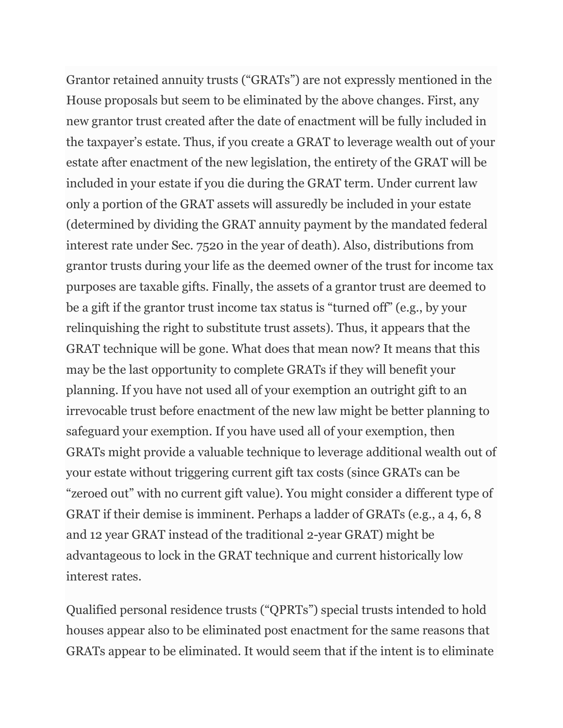Grantor retained annuity trusts ("GRATs") are not expressly mentioned in the House proposals but seem to be eliminated by the above changes. First, any new grantor trust created after the date of enactment will be fully included in the taxpayer's estate. Thus, if you create a GRAT to leverage wealth out of your estate after enactment of the new legislation, the entirety of the GRAT will be included in your estate if you die during the GRAT term. Under current law only a portion of the GRAT assets will assuredly be included in your estate (determined by dividing the GRAT annuity payment by the mandated federal interest rate under Sec. 7520 in the year of death). Also, distributions from grantor trusts during your life as the deemed owner of the trust for income tax purposes are taxable gifts. Finally, the assets of a grantor trust are deemed to be a gift if the grantor trust income tax status is "turned off" (e.g., by your relinquishing the right to substitute trust assets). Thus, it appears that the GRAT technique will be gone. What does that mean now? It means that this may be the last opportunity to complete GRATs if they will benefit your planning. If you have not used all of your exemption an outright gift to an irrevocable trust before enactment of the new law might be better planning to safeguard your exemption. If you have used all of your exemption, then GRATs might provide a valuable technique to leverage additional wealth out of your estate without triggering current gift tax costs (since GRATs can be "zeroed out" with no current gift value). You might consider a different type of GRAT if their demise is imminent. Perhaps a ladder of GRATs (e.g., a 4, 6, 8 and 12 year GRAT instead of the traditional 2-year GRAT) might be advantageous to lock in the GRAT technique and current historically low interest rates.

Qualified personal residence trusts ("QPRTs") special trusts intended to hold houses appear also to be eliminated post enactment for the same reasons that GRATs appear to be eliminated. It would seem that if the intent is to eliminate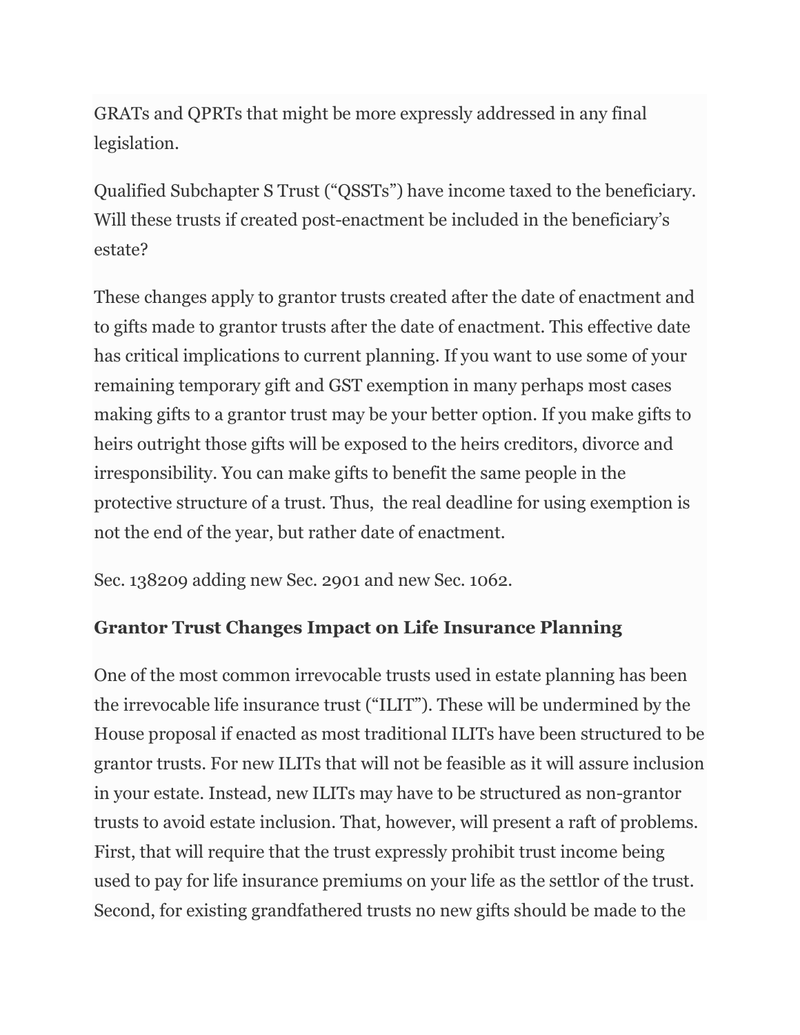GRATs and QPRTs that might be more expressly addressed in any final legislation.

Qualified Subchapter S Trust ("QSSTs") have income taxed to the beneficiary. Will these trusts if created post-enactment be included in the beneficiary's estate?

These changes apply to grantor trusts created after the date of enactment and to gifts made to grantor trusts after the date of enactment. This effective date has critical implications to current planning. If you want to use some of your remaining temporary gift and GST exemption in many perhaps most cases making gifts to a grantor trust may be your better option. If you make gifts to heirs outright those gifts will be exposed to the heirs creditors, divorce and irresponsibility. You can make gifts to benefit the same people in the protective structure of a trust. Thus, the real deadline for using exemption is not the end of the year, but rather date of enactment.

Sec. 138209 adding new Sec. 2901 and new Sec. 1062.

**Grantor Trust Changes Impact on Life Insurance Planning**

One of the most common irrevocable trusts used in estate planning has been the irrevocable life insurance trust ("ILIT"). These will be undermined by the House proposal if enacted as most traditional ILITs have been structured to be grantor trusts. For new ILITs that will not be feasible as it will assure inclusion in your estate. Instead, new ILITs may have to be structured as non-grantor trusts to avoid estate inclusion. That, however, will present a raft of problems. First, that will require that the trust expressly prohibit trust income being used to pay for life insurance premiums on your life as the settlor of the trust. Second, for existing grandfathered trusts no new gifts should be made to the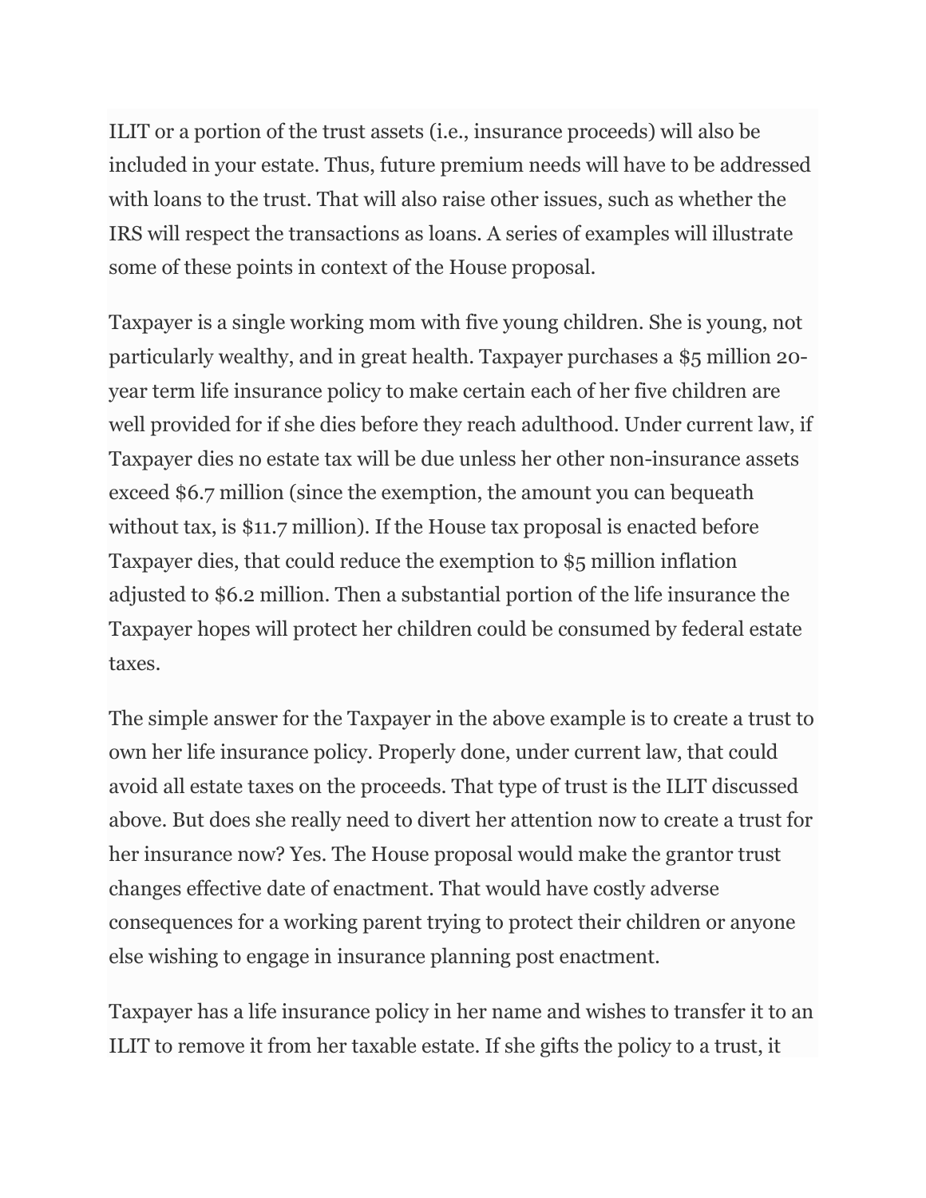ILIT or a portion of the trust assets (i.e., insurance proceeds) will also be included in your estate. Thus, future premium needs will have to be addressed with loans to the trust. That will also raise other issues, such as whether the IRS will respect the transactions as loans. A series of examples will illustrate some of these points in context of the House proposal.

Taxpayer is a single working mom with five young children. She is young, not particularly wealthy, and in great health. Taxpayer purchases a $5 million 20-year term life insurance policy to make certain each of her five children are well provided for if she dies before they reach adulthood. Under current law, if Taxpayer dies no estate tax will be due unless her other non-insurance assets exceed $6.7 million (since the exemption, the amount you can bequeath without tax, is $11.7 million). If the House tax proposal is enacted before Taxpayer dies, that could reduce the exemption to $5 million inflation adjusted to $6.2 million. Then a substantial portion of the life insurance the Taxpayer hopes will protect her children could be consumed by federal estate taxes.

The simple answer for the Taxpayer in the above example is to create a trust to own her life insurance policy. Properly done, under current law, that could avoid all estate taxes on the proceeds. That type of trust is the ILIT discussed above. But does she really need to divert her attention now to create a trust for her insurance now? Yes. The House proposal would make the grantor trust changes effective date of enactment. That would have costly adverse consequences for a working parent trying to protect their children or anyone else wishing to engage in insurance planning post enactment.

Taxpayer has a life insurance policy in her name and wishes to transfer it to an ILIT to remove it from her taxable estate. If she gifts the policy to a trust, it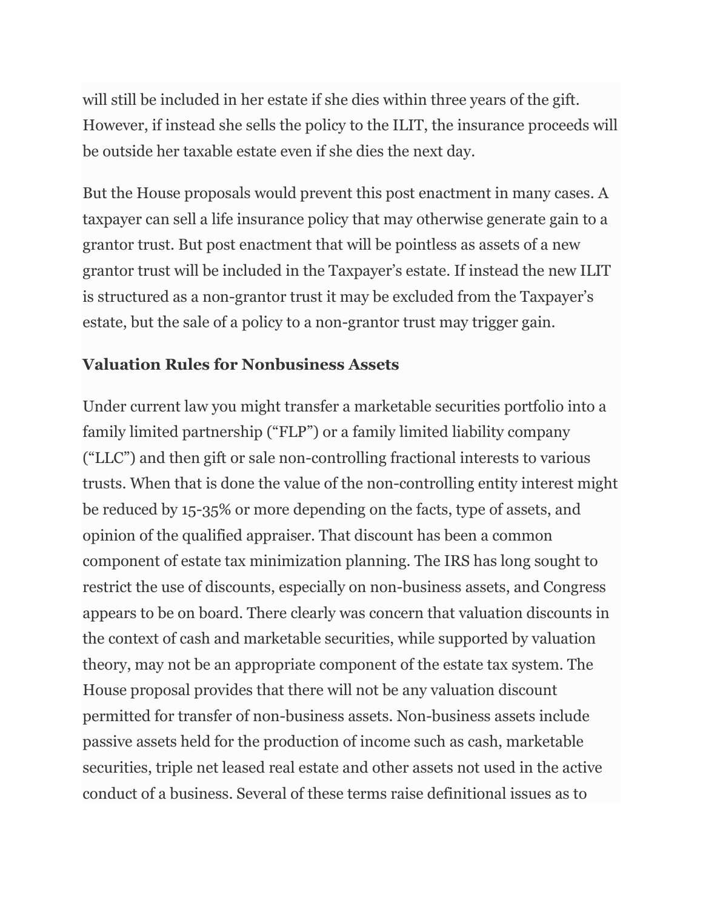will still be included in her estate if she dies within three years of the gift. However, if instead she sells the policy to the ILIT, the insurance proceeds will be outside her taxable estate even if she dies the next day.

But the House proposals would prevent this post enactment in many cases. A taxpayer can sell a life insurance policy that may otherwise generate gain to a grantor trust. But post enactment that will be pointless as assets of a new grantor trust will be included in the Taxpayer's estate. If instead the new ILIT is structured as a non-grantor trust it may be excluded from the Taxpayer's estate, but the sale of a policy to a non-grantor trust may trigger gain.

**Valuation Rules for Nonbusiness Assets**

Under current law you might transfer a marketable securities portfolio into a family limited partnership ("FLP") or a family limited liability company ("LLC") and then gift or sale non-controlling fractional interests to various trusts. When that is done the value of the non-controlling entity interest might be reduced by 15-35% or more depending on the facts, type of assets, and opinion of the qualified appraiser. That discount has been a common component of estate tax minimization planning. The IRS has long sought to restrict the use of discounts, especially on non-business assets, and Congress appears to be on board. There clearly was concern that valuation discounts in the context of cash and marketable securities, while supported by valuation theory, may not be an appropriate component of the estate tax system. The House proposal provides that there will not be any valuation discount permitted for transfer of non-business assets. Non-business assets include passive assets held for the production of income such as cash, marketable securities, triple net leased real estate and other assets not used in the active conduct of a business. Several of these terms raise definitional issues as to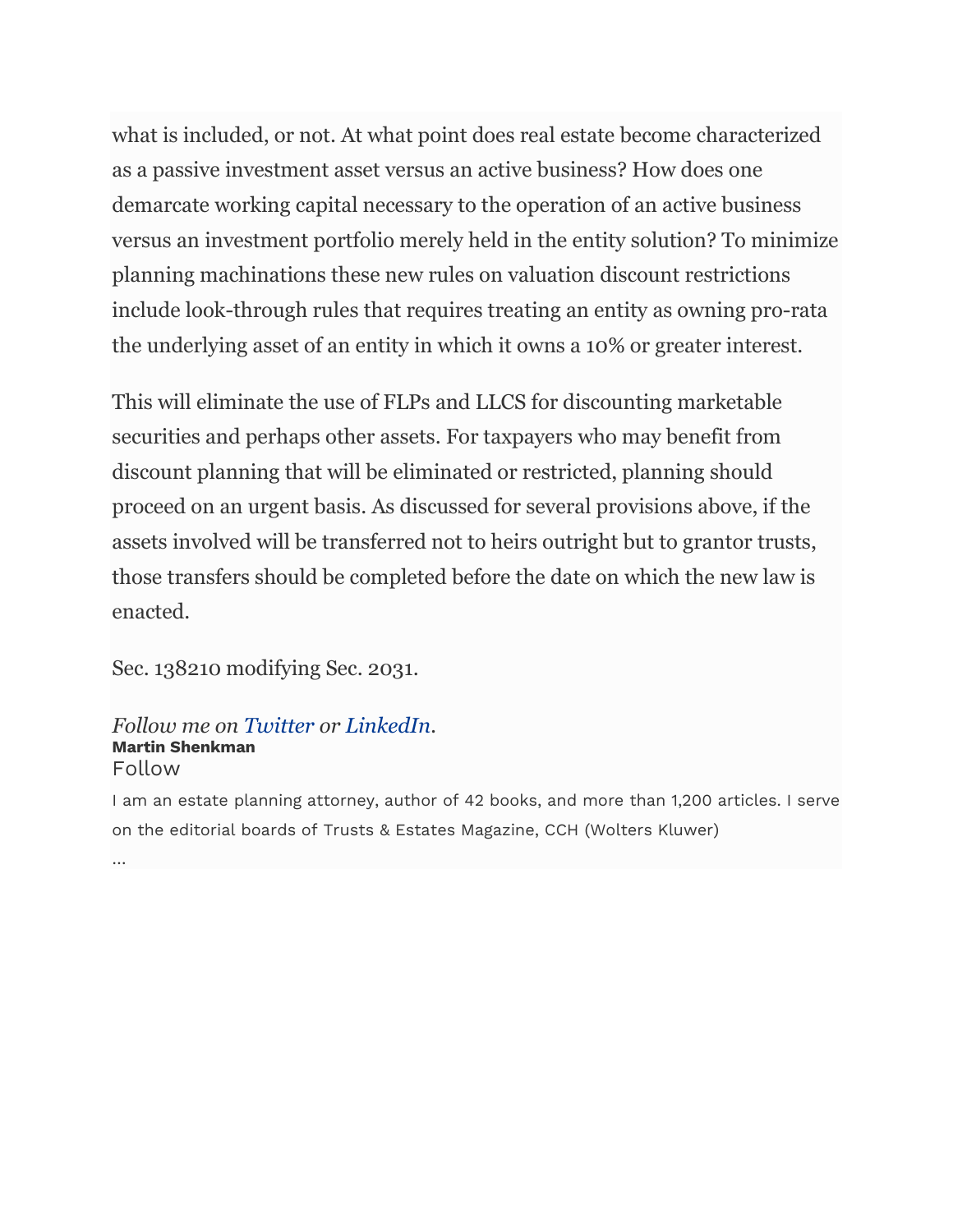what is included, or not. At what point does real estate become characterized as a passive investment asset versus an active business? How does one demarcate working capital necessary to the operation of an active business versus an investment portfolio merely held in the entity solution? To minimize planning machinations these new rules on valuation discount restrictions include look-through rules that requires treating an entity as owning pro-rata the underlying asset of an entity in which it owns a 10% or greater interest.

This will eliminate the use of FLPs and LLCS for discounting marketable securities and perhaps other assets. For taxpayers who may benefit from discount planning that will be eliminated or restricted, planning should proceed on an urgent basis. As discussed for several provisions above, if the assets involved will be transferred not to heirs outright but to grantor trusts, those transfers should be completed before the date on which the new law is enacted.

Sec. 138210 modifying Sec. 2031.

*Follow me on Twitter or LinkedIn.*

**Martin Shenkman**

Follow

I am an estate planning attorney, author of 42 books, and more than 1,200 articles. I serve on the editorial boards of Trusts & Estates Magazine, CCH (Wolters Kluwer)

...